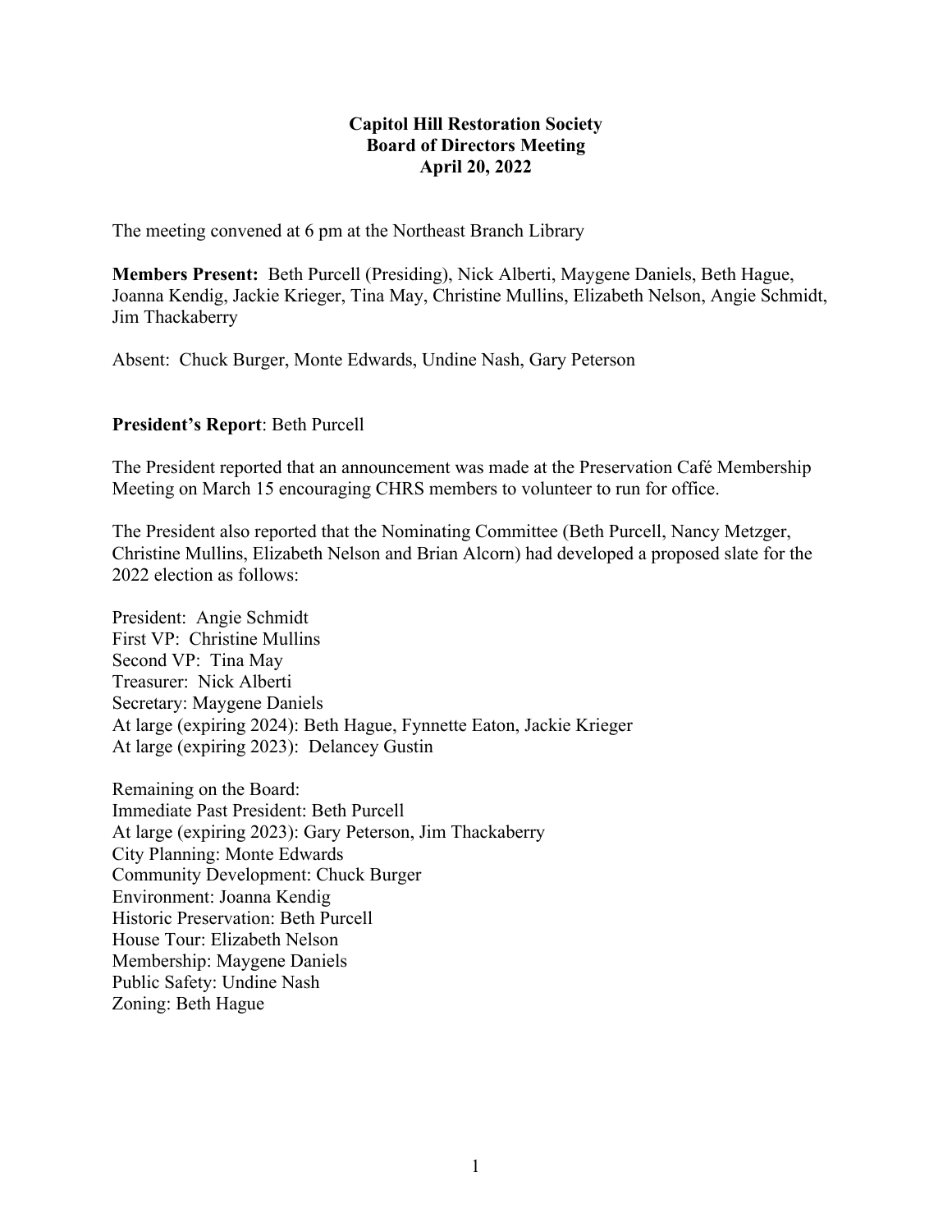**Capitol Hill Restoration Society**
**Board of Directors Meeting**
**April 20, 2022**

The meeting convened at 6 pm at the Northeast Branch Library

**Members Present:** Beth Purcell (Presiding), Nick Alberti, Maygene Daniels, Beth Hague, Joanna Kendig, Jackie Krieger, Tina May, Christine Mullins, Elizabeth Nelson, Angie Schmidt, Jim Thackaberry

Absent: Chuck Burger, Monte Edwards, Undine Nash, Gary Peterson

**President's Report**: Beth Purcell

The President reported that an announcement was made at the Preservation Café Membership Meeting on March 15 encouraging CHRS members to volunteer to run for office.

The President also reported that the Nominating Committee (Beth Purcell, Nancy Metzger, Christine Mullins, Elizabeth Nelson and Brian Alcorn) had developed a proposed slate for the 2022 election as follows:

President: Angie Schmidt
First VP: Christine Mullins
Second VP: Tina May
Treasurer: Nick Alberti
Secretary: Maygene Daniels
At large (expiring 2024): Beth Hague, Fynnette Eaton, Jackie Krieger
At large (expiring 2023): Delancey Gustin

Remaining on the Board:
Immediate Past President: Beth Purcell
At large (expiring 2023): Gary Peterson, Jim Thackaberry
City Planning: Monte Edwards
Community Development: Chuck Burger
Environment: Joanna Kendig
Historic Preservation: Beth Purcell
House Tour: Elizabeth Nelson
Membership: Maygene Daniels
Public Safety: Undine Nash
Zoning: Beth Hague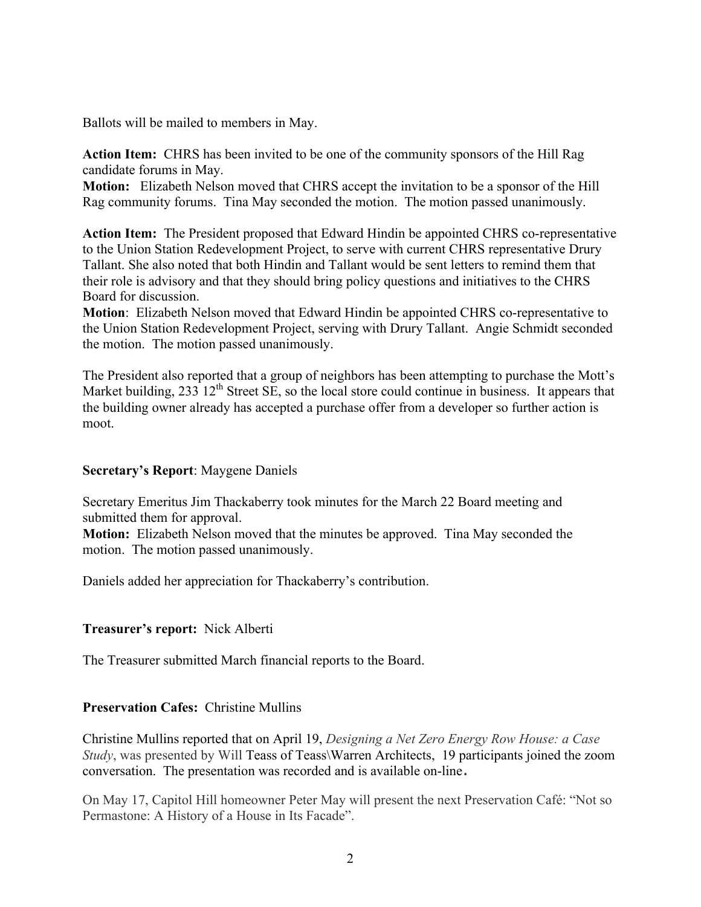Ballots will be mailed to members in May.

**Action Item:** CHRS has been invited to be one of the community sponsors of the Hill Rag candidate forums in May.
**Motion:** Elizabeth Nelson moved that CHRS accept the invitation to be a sponsor of the Hill Rag community forums. Tina May seconded the motion. The motion passed unanimously.

**Action Item:** The President proposed that Edward Hindin be appointed CHRS co-representative to the Union Station Redevelopment Project, to serve with current CHRS representative Drury Tallant. She also noted that both Hindin and Tallant would be sent letters to remind them that their role is advisory and that they should bring policy questions and initiatives to the CHRS Board for discussion.
**Motion**: Elizabeth Nelson moved that Edward Hindin be appointed CHRS co-representative to the Union Station Redevelopment Project, serving with Drury Tallant. Angie Schmidt seconded the motion. The motion passed unanimously.

The President also reported that a group of neighbors has been attempting to purchase the Mott's Market building, 233 12th Street SE, so the local store could continue in business. It appears that the building owner already has accepted a purchase offer from a developer so further action is moot.

**Secretary's Report**: Maygene Daniels

Secretary Emeritus Jim Thackaberry took minutes for the March 22 Board meeting and submitted them for approval.
**Motion:** Elizabeth Nelson moved that the minutes be approved. Tina May seconded the motion. The motion passed unanimously.

Daniels added her appreciation for Thackaberry's contribution.

**Treasurer's report:** Nick Alberti

The Treasurer submitted March financial reports to the Board.

**Preservation Cafes:** Christine Mullins

Christine Mullins reported that on April 19, *Designing a Net Zero Energy Row House: a Case Study*, was presented by Will Teass of Teass\Warren Architects, 19 participants joined the zoom conversation. The presentation was recorded and is available on-line.

On May 17, Capitol Hill homeowner Peter May will present the next Preservation Café: "Not so Permastone: A History of a House in Its Facade".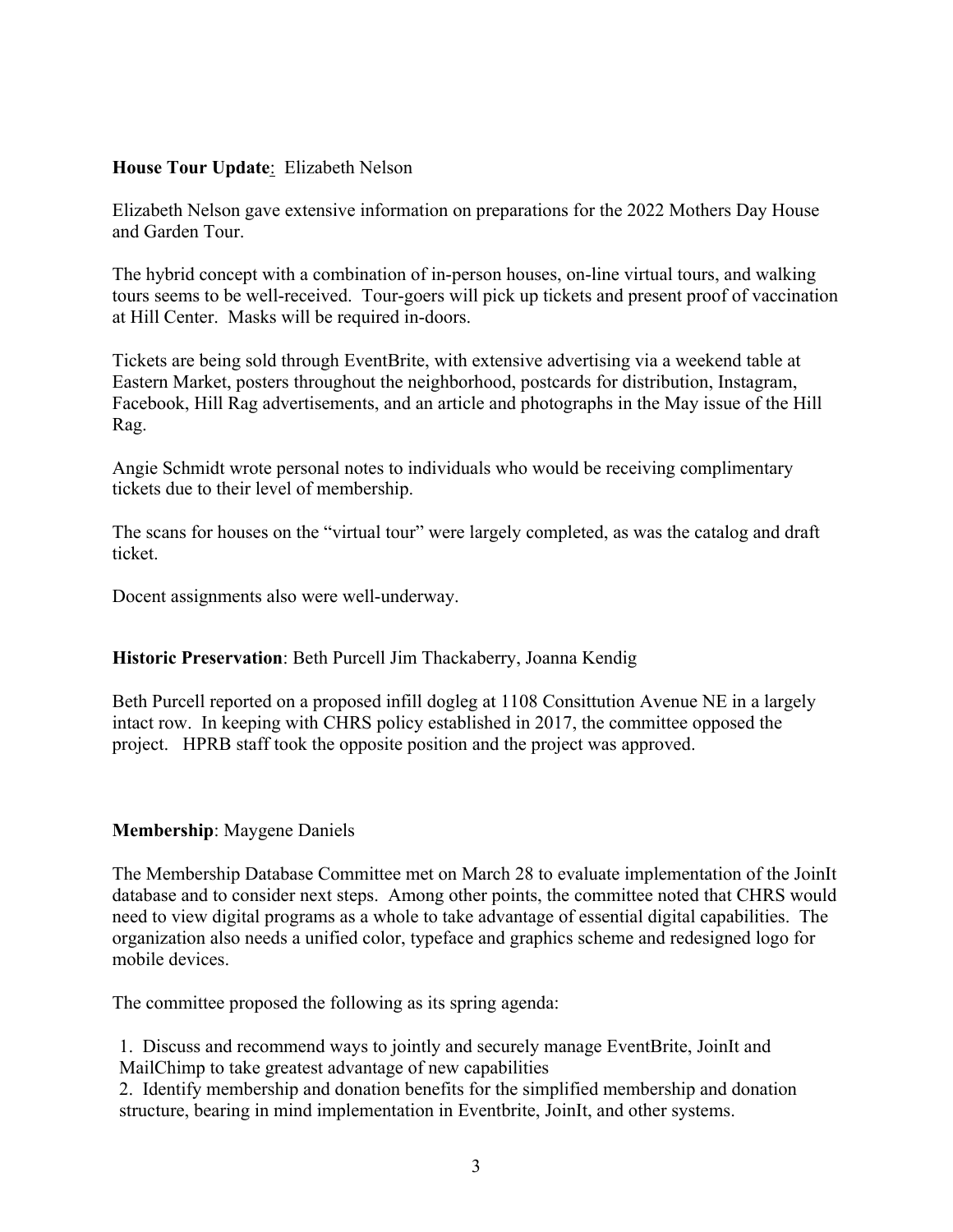**House Tour Update**: Elizabeth Nelson

Elizabeth Nelson gave extensive information on preparations for the 2022 Mothers Day House and Garden Tour.

The hybrid concept with a combination of in-person houses, on-line virtual tours, and walking tours seems to be well-received. Tour-goers will pick up tickets and present proof of vaccination at Hill Center. Masks will be required in-doors.

Tickets are being sold through EventBrite, with extensive advertising via a weekend table at Eastern Market, posters throughout the neighborhood, postcards for distribution, Instagram, Facebook, Hill Rag advertisements, and an article and photographs in the May issue of the Hill Rag.

Angie Schmidt wrote personal notes to individuals who would be receiving complimentary tickets due to their level of membership.

The scans for houses on the "virtual tour" were largely completed, as was the catalog and draft ticket.

Docent assignments also were well-underway.

**Historic Preservation**: Beth Purcell Jim Thackaberry, Joanna Kendig

Beth Purcell reported on a proposed infill dogleg at 1108 Consittution Avenue NE in a largely intact row. In keeping with CHRS policy established in 2017, the committee opposed the project. HPRB staff took the opposite position and the project was approved.

**Membership**: Maygene Daniels

The Membership Database Committee met on March 28 to evaluate implementation of the JoinIt database and to consider next steps. Among other points, the committee noted that CHRS would need to view digital programs as a whole to take advantage of essential digital capabilities. The organization also needs a unified color, typeface and graphics scheme and redesigned logo for mobile devices.

The committee proposed the following as its spring agenda:

1. Discuss and recommend ways to jointly and securely manage EventBrite, JoinIt and MailChimp to take greatest advantage of new capabilities
2. Identify membership and donation benefits for the simplified membership and donation structure, bearing in mind implementation in Eventbrite, JoinIt, and other systems.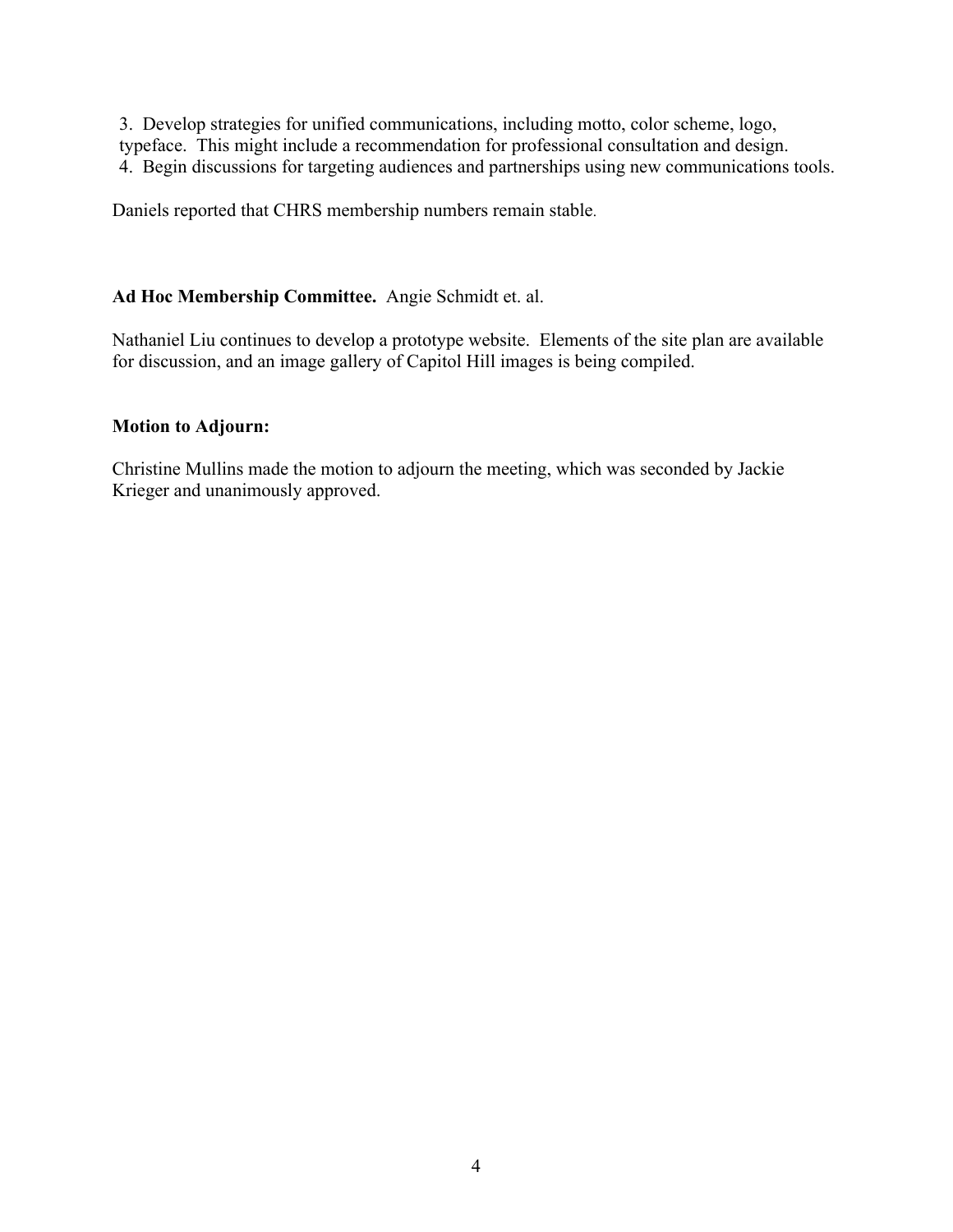3. Develop strategies for unified communications, including motto, color scheme, logo, typeface. This might include a recommendation for professional consultation and design.
4. Begin discussions for targeting audiences and partnerships using new communications tools.

Daniels reported that CHRS membership numbers remain stable.

**Ad Hoc Membership Committee.** Angie Schmidt et. al.

Nathaniel Liu continues to develop a prototype website. Elements of the site plan are available for discussion, and an image gallery of Capitol Hill images is being compiled.

**Motion to Adjourn:**

Christine Mullins made the motion to adjourn the meeting, which was seconded by Jackie Krieger and unanimously approved.